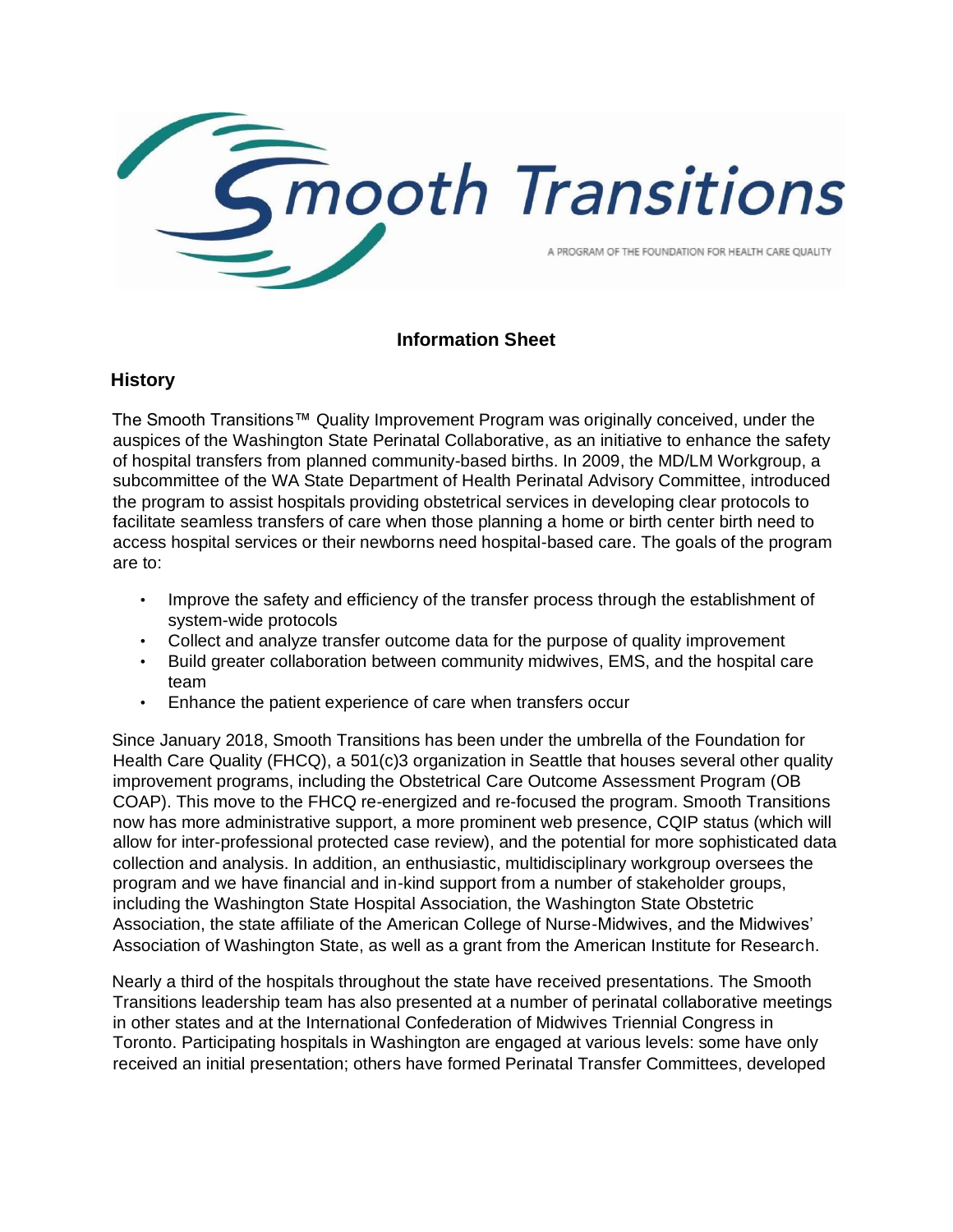# Smooth Transitions

A PROGRAM OF THE FOUNDATION FOR HEALTH CARE QUALITY

## Information Sheet

### History

The Smooth Transitions™ Quality Improvement Program was originally conceived, under the auspices of the Washington State Perinatal Collaborative, as an initiative to enhance the safety of hospital transfers from planned community-based births. In 2009, the MD/LM Workgroup, a subcommittee of the WA State Department of Health Perinatal Advisory Committee, introduced the program to assist hospitals providing obstetrical services in developing clear protocols to facilitate seamless transfers of care when those planning a home or birth center birth need to access hospital services or their newborns need hospital-based care. The goals of the program are to:

- Improve the safety and efficiency of the transfer process through the establishment of system-wide protocols
- Collect and analyze transfer outcome data for the purpose of quality improvement
- Build greater collaboration between community midwives, EMS, and the hospital care team
- Enhance the patient experience of care when transfers occur

Since January 2018, Smooth Transitions has been under the umbrella of the Foundation for Health Care Quality (FHCQ), a 501(c)3 organization in Seattle that houses several other quality improvement programs, including the Obstetrical Care Outcome Assessment Program (OB COAP). This move to the FHCQ re-energized and re-focused the program. Smooth Transitions now has more administrative support, a more prominent web presence, CQIP status (which will allow for inter-professional protected case review), and the potential for more sophisticated data collection and analysis. In addition, an enthusiastic, multidisciplinary workgroup oversees the program and we have financial and in-kind support from a number of stakeholder groups, including the Washington State Hospital Association, the Washington State Obstetric Association, the state affiliate of the American College of Nurse-Midwives, and the Midwives' Association of Washington State, as well as a grant from the American Institute for Research.

Nearly a third of the hospitals throughout the state have received presentations. The Smooth Transitions leadership team has also presented at a number of perinatal collaborative meetings in other states and at the International Confederation of Midwives Triennial Congress in Toronto. Participating hospitals in Washington are engaged at various levels: some have only received an initial presentation; others have formed Perinatal Transfer Committees, developed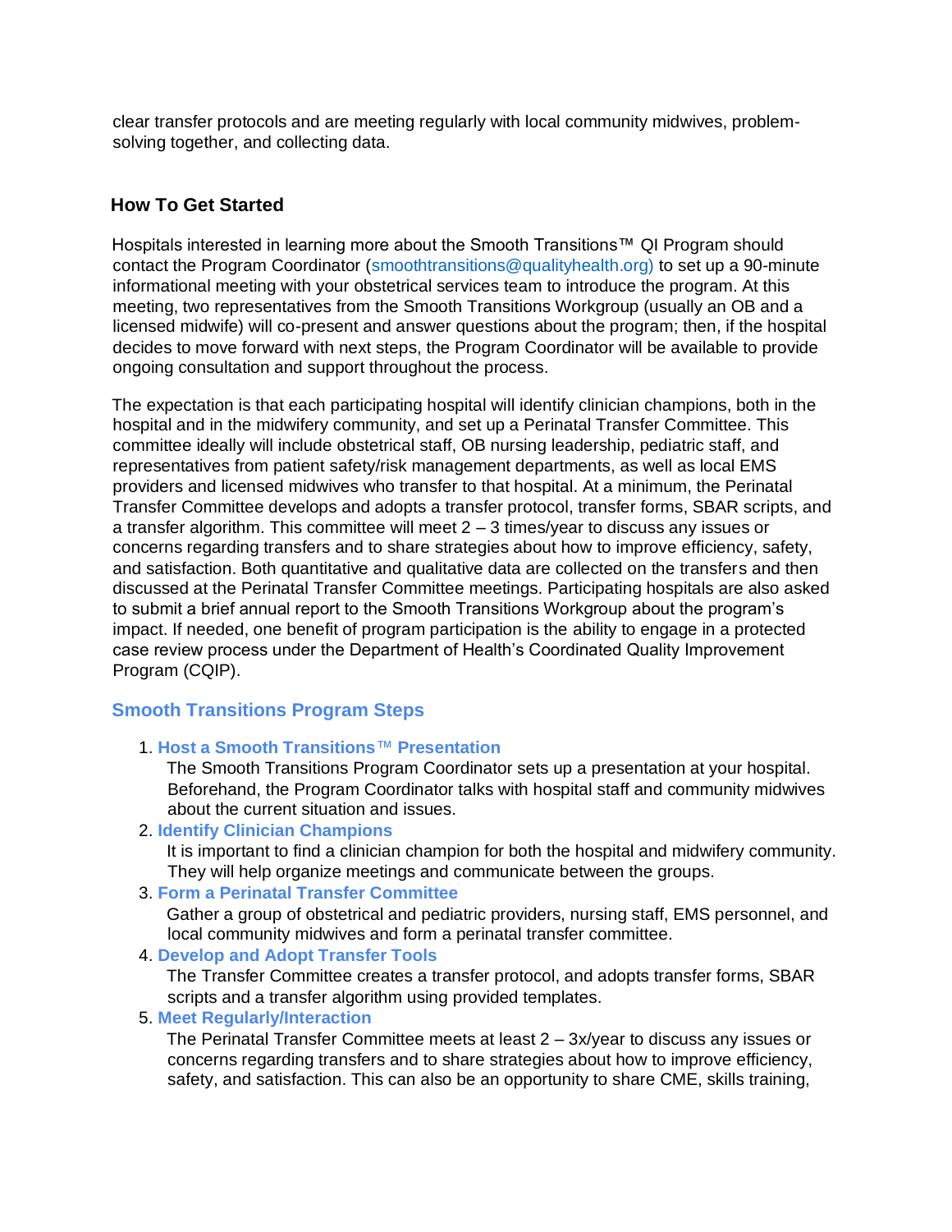clear transfer protocols and are meeting regularly with local community midwives, problem-solving together, and collecting data.

## How To Get Started

Hospitals interested in learning more about the Smooth Transitions™ QI Program should contact the Program Coordinator (smoothtransitions@qualityhealth.org) to set up a 90-minute informational meeting with your obstetrical services team to introduce the program. At this meeting, two representatives from the Smooth Transitions Workgroup (usually an OB and a licensed midwife) will co-present and answer questions about the program; then, if the hospital decides to move forward with next steps, the Program Coordinator will be available to provide ongoing consultation and support throughout the process.

The expectation is that each participating hospital will identify clinician champions, both in the hospital and in the midwifery community, and set up a Perinatal Transfer Committee. This committee ideally will include obstetrical staff, OB nursing leadership, pediatric staff, and representatives from patient safety/risk management departments, as well as local EMS providers and licensed midwives who transfer to that hospital. At a minimum, the Perinatal Transfer Committee develops and adopts a transfer protocol, transfer forms, SBAR scripts, and a transfer algorithm. This committee will meet 2 – 3 times/year to discuss any issues or concerns regarding transfers and to share strategies about how to improve efficiency, safety, and satisfaction. Both quantitative and qualitative data are collected on the transfers and then discussed at the Perinatal Transfer Committee meetings. Participating hospitals are also asked to submit a brief annual report to the Smooth Transitions Workgroup about the program's impact. If needed, one benefit of program participation is the ability to engage in a protected case review process under the Department of Health's Coordinated Quality Improvement Program (CQIP).

### Smooth Transitions Program Steps

1. **Host a Smooth Transitions™ Presentation**
   The Smooth Transitions Program Coordinator sets up a presentation at your hospital. Beforehand, the Program Coordinator talks with hospital staff and community midwives about the current situation and issues.
2. **Identify Clinician Champions**
   It is important to find a clinician champion for both the hospital and midwifery community. They will help organize meetings and communicate between the groups.
3. **Form a Perinatal Transfer Committee**
   Gather a group of obstetrical and pediatric providers, nursing staff, EMS personnel, and local community midwives and form a perinatal transfer committee.
4. **Develop and Adopt Transfer Tools**
   The Transfer Committee creates a transfer protocol, and adopts transfer forms, SBAR scripts and a transfer algorithm using provided templates.
5. **Meet Regularly/Interaction**
   The Perinatal Transfer Committee meets at least 2 – 3x/year to discuss any issues or concerns regarding transfers and to share strategies about how to improve efficiency, safety, and satisfaction. This can also be an opportunity to share CME, skills training,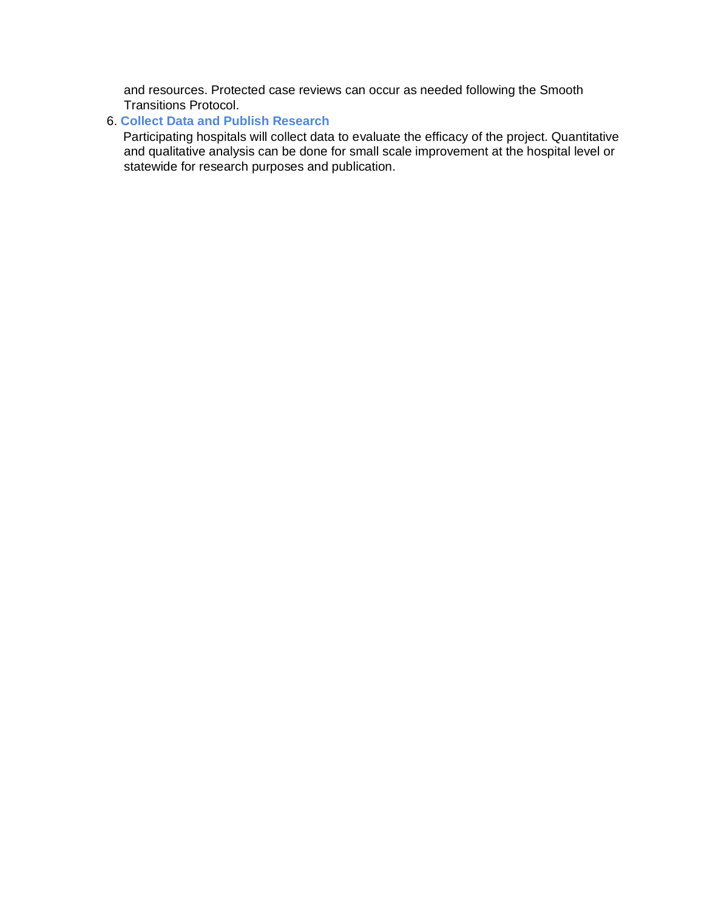and resources. Protected case reviews can occur as needed following the Smooth Transitions Protocol.

6. **Collect Data and Publish Research**
   
   Participating hospitals will collect data to evaluate the efficacy of the project. Quantitative and qualitative analysis can be done for small scale improvement at the hospital level or statewide for research purposes and publication.